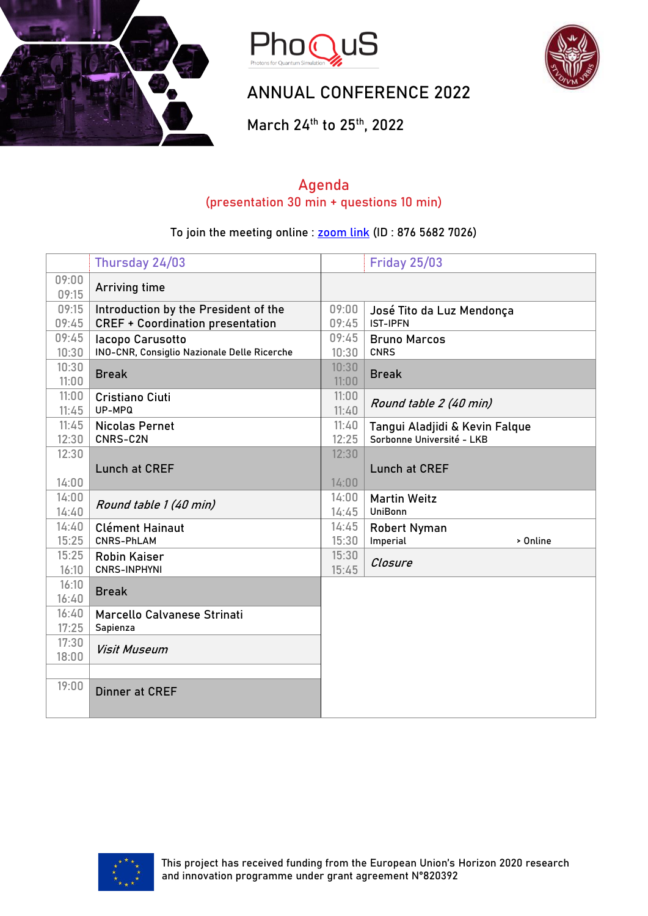# ANNUAL CONFERENCE 2022

March 24th to 25th, 2022

## Agenda

(presentation 30 min + questions 10 min)

To join the meeting online : [zoom link](#) (ID : 876 5682 7026)

| | Thursday 24/03 | | Friday 25/03 |
|---|---|---|---|
| 09:00 09:15 | Arriving time | | |
| 09:15 09:45 | Introduction by the President of the CREF + Coordination presentation | 09:00 09:45 | José Tito da Luz Mendonça<br>IST-IPFN |
| 09:45 10:30 | Iacopo Carusotto<br>INO-CNR, Consiglio Nazionale Delle Ricerche | 09:45 10:30 | Bruno Marcos<br>CNRS |
| 10:30 11:00 | Break | 10:30 11:00 | Break |
| 11:00 11:45 | Cristiano Ciuti<br>UP-MPQ | 11:00 11:40 | *Round table 2 (40 min)* |
| 11:45 12:30 | Nicolas Pernet<br>CNRS-C2N | 11:40 12:25 | Tangui Aladjidi & Kevin Falque<br>Sorbonne Université - LKB |
| 12:30 14:00 | Lunch at CREF | 12:30 14:00 | Lunch at CREF |
| 14:00 14:40 | *Round table 1 (40 min)* | 14:00 14:45 | Martin Weitz<br>UniBonn |
| 14:40 15:25 | Clément Hainaut<br>CNRS-PhLAM | 14:45 15:30 | Robert Nyman<br>Imperial › Online |
| 15:25 16:10 | Robin Kaiser<br>CNRS-INPHYNI | 15:30 15:45 | *Closure* |
| 16:10 16:40 | Break | | |
| 16:40 17:25 | Marcello Calvanese Strinati<br>Sapienza | | |
| 17:30 18:00 | *Visit Museum* | | |
| | | | |
| 19:00 | Dinner at CREF | | |

This project has received funding from the European Union's Horizon 2020 research and innovation programme under grant agreement N°820392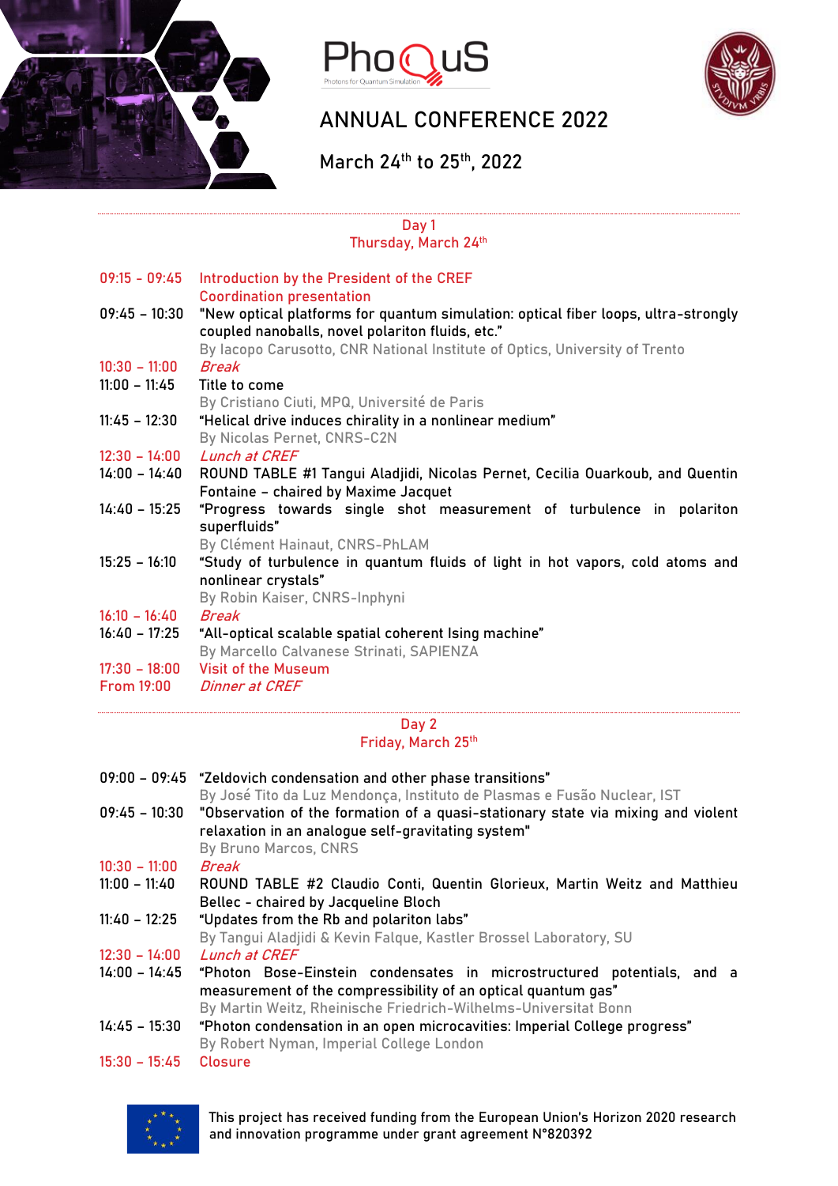PhoQuS

Photons for Quantum Simulation

# ANNUAL CONFERENCE 2022

March 24th to 25th, 2022

## Day 1
## Thursday, March 24th

09:15 - 09:45 Introduction by the President of the CREF
Coordination presentation

09:45 – 10:30 "New optical platforms for quantum simulation: optical fiber loops, ultra-strongly coupled nanoballs, novel polariton fluids, etc."
By Iacopo Carusotto, CNR National Institute of Optics, University of Trento

10:30 – 11:00 *Break*

11:00 – 11:45 Title to come
By Cristiano Ciuti, MPQ, Université de Paris

11:45 – 12:30 "Helical drive induces chirality in a nonlinear medium"
By Nicolas Pernet, CNRS-C2N

12:30 – 14:00 *Lunch at CREF*

14:00 – 14:40 ROUND TABLE #1 Tangui Aladjidi, Nicolas Pernet, Cecilia Ouarkoub, and Quentin Fontaine – chaired by Maxime Jacquet

14:40 – 15:25 "Progress towards single shot measurement of turbulence in polariton superfluids"
By Clément Hainaut, CNRS-PhLAM

15:25 – 16:10 "Study of turbulence in quantum fluids of light in hot vapors, cold atoms and nonlinear crystals"
By Robin Kaiser, CNRS-Inphyni

16:10 – 16:40 *Break*

16:40 – 17:25 "All-optical scalable spatial coherent Ising machine"
By Marcello Calvanese Strinati, SAPIENZA

17:30 – 18:00 Visit of the Museum

From 19:00 *Dinner at CREF*

## Day 2
## Friday, March 25th

09:00 – 09:45 "Zeldovich condensation and other phase transitions"
By José Tito da Luz Mendonça, Instituto de Plasmas e Fusão Nuclear, IST

09:45 – 10:30 "Observation of the formation of a quasi-stationary state via mixing and violent relaxation in an analogue self-gravitating system"
By Bruno Marcos, CNRS

10:30 – 11:00 *Break*

11:00 – 11:40 ROUND TABLE #2 Claudio Conti, Quentin Glorieux, Martin Weitz and Matthieu Bellec - chaired by Jacqueline Bloch

11:40 – 12:25 "Updates from the Rb and polariton labs"
By Tangui Aladjidi & Kevin Falque, Kastler Brossel Laboratory, SU

12:30 – 14:00 *Lunch at CREF*

14:00 – 14:45 "Photon Bose-Einstein condensates in microstructured potentials, and a measurement of the compressibility of an optical quantum gas"
By Martin Weitz, Rheinische Friedrich-Wilhelms-Universitat Bonn

14:45 – 15:30 "Photon condensation in an open microcavities: Imperial College progress"
By Robert Nyman, Imperial College London

15:30 – 15:45 Closure

This project has received funding from the European Union's Horizon 2020 research and innovation programme under grant agreement N°820392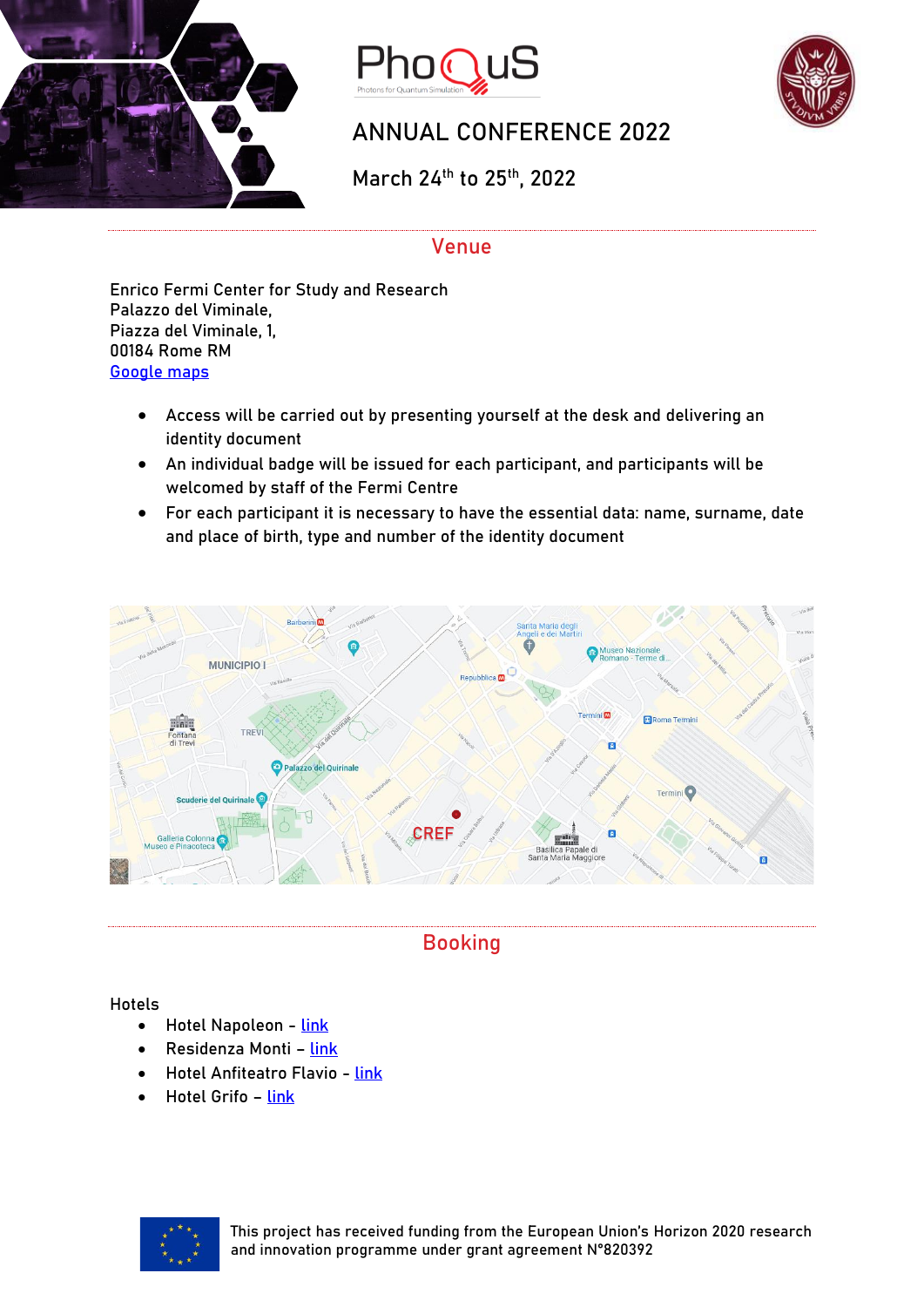PhoQuS

Photons for Quantum Simulation

ANNUAL CONFERENCE 2022

March 24th to 25th, 2022

## Venue

Enrico Fermi Center for Study and Research
Palazzo del Viminale,
Piazza del Viminale, 1,
00184 Rome RM
[Google maps]

- Access will be carried out by presenting yourself at the desk and delivering an identity document
- An individual badge will be issued for each participant, and participants will be welcomed by staff of the Fermi Centre
- For each participant it is necessary to have the essential data: name, surname, date and place of birth, type and number of the identity document

## Booking

Hotels

- Hotel Napoleon – link
- Residenza Monti – link
- Hotel Anfiteatro Flavio - link
- Hotel Grifo – link

This project has received funding from the European Union's Horizon 2020 research and innovation programme under grant agreement N°820392